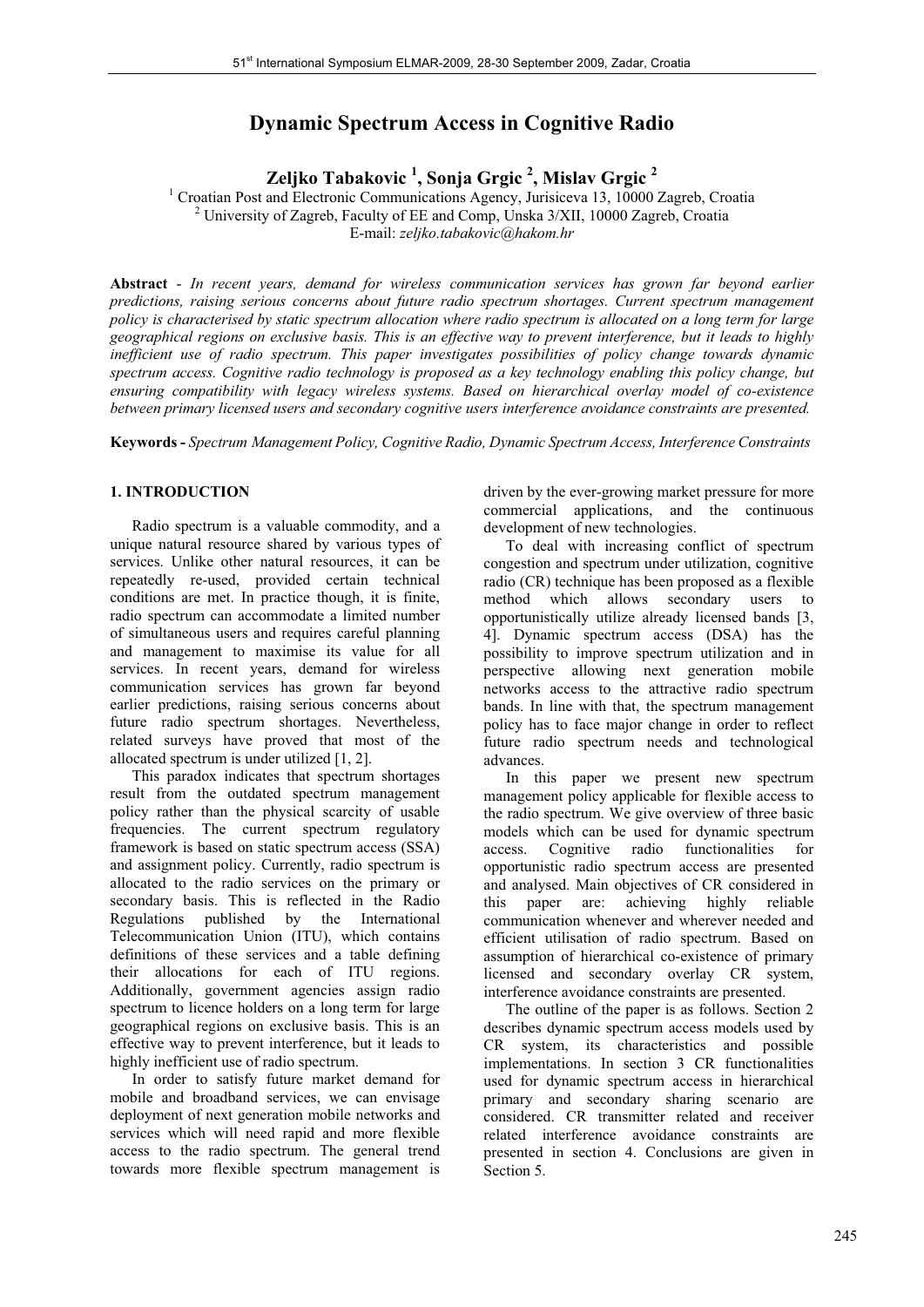# Dynamic Spectrum Access in Cognitive Radio

**Zeljko Tabakovic [1], Sonja Grgic [2], Mislav Grgic [2]**

[1] Croatian Post and Electronic Communications Agency, Jurisiceva 13, 10000 Zagreb, Croatia
[2] University of Zagreb, Faculty of EE and Comp, Unska 3/XII, 10000 Zagreb, Croatia
E-mail: *zeljko.tabakovic@hakom.hr*

**Abstract** - *In recent years, demand for wireless communication services has grown far beyond earlier predictions, raising serious concerns about future radio spectrum shortages. Current spectrum management policy is characterised by static spectrum allocation where radio spectrum is allocated on a long term for large geographical regions on exclusive basis. This is an effective way to prevent interference, but it leads to highly inefficient use of radio spectrum. This paper investigates possibilities of policy change towards dynamic spectrum access. Cognitive radio technology is proposed as a key technology enabling this policy change, but ensuring compatibility with legacy wireless systems. Based on hierarchical overlay model of co-existence between primary licensed users and secondary cognitive users interference avoidance constraints are presented.*

**Keywords -** *Spectrum Management Policy, Cognitive Radio, Dynamic Spectrum Access, Interference Constraints*

## 1. INTRODUCTION

Radio spectrum is a valuable commodity, and a unique natural resource shared by various types of services. Unlike other natural resources, it can be repeatedly re-used, provided certain technical conditions are met. In practice though, it is finite, radio spectrum can accommodate a limited number of simultaneous users and requires careful planning and management to maximise its value for all services. In recent years, demand for wireless communication services has grown far beyond earlier predictions, raising serious concerns about future radio spectrum shortages. Nevertheless, related surveys have proved that most of the allocated spectrum is under utilized [1, 2].

This paradox indicates that spectrum shortages result from the outdated spectrum management policy rather than the physical scarcity of usable frequencies. The current spectrum regulatory framework is based on static spectrum access (SSA) and assignment policy. Currently, radio spectrum is allocated to the radio services on the primary or secondary basis. This is reflected in the Radio Regulations published by the International Telecommunication Union (ITU), which contains definitions of these services and a table defining their allocations for each of ITU regions. Additionally, government agencies assign radio spectrum to licence holders on a long term for large geographical regions on exclusive basis. This is an effective way to prevent interference, but it leads to highly inefficient use of radio spectrum.

In order to satisfy future market demand for mobile and broadband services, we can envisage deployment of next generation mobile networks and services which will need rapid and more flexible access to the radio spectrum. The general trend towards more flexible spectrum management is driven by the ever-growing market pressure for more commercial applications, and the continuous development of new technologies.

To deal with increasing conflict of spectrum congestion and spectrum under utilization, cognitive radio (CR) technique has been proposed as a flexible method which allows secondary users to opportunistically utilize already licensed bands [3, 4]. Dynamic spectrum access (DSA) has the possibility to improve spectrum utilization and in perspective allowing next generation mobile networks access to the attractive radio spectrum bands. In line with that, the spectrum management policy has to face major change in order to reflect future radio spectrum needs and technological advances.

In this paper we present new spectrum management policy applicable for flexible access to the radio spectrum. We give overview of three basic models which can be used for dynamic spectrum access. Cognitive radio functionalities for opportunistic radio spectrum access are presented and analysed. Main objectives of CR considered in this paper are: achieving highly reliable communication whenever and wherever needed and efficient utilisation of radio spectrum. Based on assumption of hierarchical co-existence of primary licensed and secondary overlay CR system, interference avoidance constraints are presented.

The outline of the paper is as follows. Section 2 describes dynamic spectrum access models used by CR system, its characteristics and possible implementations. In section 3 CR functionalities used for dynamic spectrum access in hierarchical primary and secondary sharing scenario are considered. CR transmitter related and receiver related interference avoidance constraints are presented in section 4. Conclusions are given in Section 5.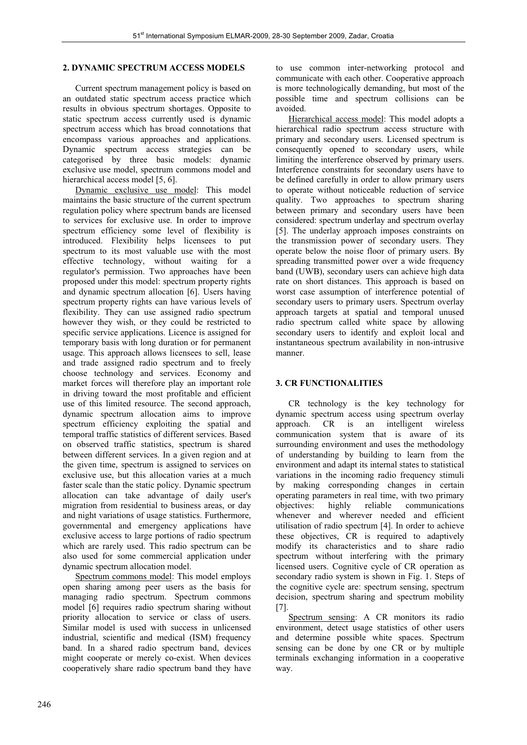## 2. DYNAMIC SPECTRUM ACCESS MODELS

Current spectrum management policy is based on an outdated static spectrum access practice which results in obvious spectrum shortages. Opposite to static spectrum access currently used is dynamic spectrum access which has broad connotations that encompass various approaches and applications. Dynamic spectrum access strategies can be categorised by three basic models: dynamic exclusive use model, spectrum commons model and hierarchical access model [5, 6].

Dynamic exclusive use model: This model maintains the basic structure of the current spectrum regulation policy where spectrum bands are licensed to services for exclusive use. In order to improve spectrum efficiency some level of flexibility is introduced. Flexibility helps licensees to put spectrum to its most valuable use with the most effective technology, without waiting for a regulator's permission. Two approaches have been proposed under this model: spectrum property rights and dynamic spectrum allocation [6]. Users having spectrum property rights can have various levels of flexibility. They can use assigned radio spectrum however they wish, or they could be restricted to specific service applications. Licence is assigned for temporary basis with long duration or for permanent usage. This approach allows licensees to sell, lease and trade assigned radio spectrum and to freely choose technology and services. Economy and market forces will therefore play an important role in driving toward the most profitable and efficient use of this limited resource. The second approach, dynamic spectrum allocation aims to improve spectrum efficiency exploiting the spatial and temporal traffic statistics of different services. Based on observed traffic statistics, spectrum is shared between different services. In a given region and at the given time, spectrum is assigned to services on exclusive use, but this allocation varies at a much faster scale than the static policy. Dynamic spectrum allocation can take advantage of daily user's migration from residential to business areas, or day and night variations of usage statistics. Furthermore, governmental and emergency applications have exclusive access to large portions of radio spectrum which are rarely used. This radio spectrum can be also used for some commercial application under dynamic spectrum allocation model.

Spectrum commons model: This model employs open sharing among peer users as the basis for managing radio spectrum. Spectrum commons model [6] requires radio spectrum sharing without priority allocation to service or class of users. Similar model is used with success in unlicensed industrial, scientific and medical (ISM) frequency band. In a shared radio spectrum band, devices might cooperate or merely co-exist. When devices cooperatively share radio spectrum band they have to use common inter-networking protocol and communicate with each other. Cooperative approach is more technologically demanding, but most of the possible time and spectrum collisions can be avoided.

Hierarchical access model: This model adopts a hierarchical radio spectrum access structure with primary and secondary users. Licensed spectrum is consequently opened to secondary users, while limiting the interference observed by primary users. Interference constraints for secondary users have to be defined carefully in order to allow primary users to operate without noticeable reduction of service quality. Two approaches to spectrum sharing between primary and secondary users have been considered: spectrum underlay and spectrum overlay [5]. The underlay approach imposes constraints on the transmission power of secondary users. They operate below the noise floor of primary users. By spreading transmitted power over a wide frequency band (UWB), secondary users can achieve high data rate on short distances. This approach is based on worst case assumption of interference potential of secondary users to primary users. Spectrum overlay approach targets at spatial and temporal unused radio spectrum called white space by allowing secondary users to identify and exploit local and instantaneous spectrum availability in non-intrusive manner.

## 3. CR FUNCTIONALITIES

CR technology is the key technology for dynamic spectrum access using spectrum overlay approach. CR is an intelligent wireless communication system that is aware of its surrounding environment and uses the methodology of understanding by building to learn from the environment and adapt its internal states to statistical variations in the incoming radio frequency stimuli by making corresponding changes in certain operating parameters in real time, with two primary objectives: highly reliable communications whenever and wherever needed and efficient utilisation of radio spectrum [4]. In order to achieve these objectives, CR is required to adaptively modify its characteristics and to share radio spectrum without interfering with the primary licensed users. Cognitive cycle of CR operation as secondary radio system is shown in Fig. 1. Steps of the cognitive cycle are: spectrum sensing, spectrum decision, spectrum sharing and spectrum mobility [7].

Spectrum sensing: A CR monitors its radio environment, detect usage statistics of other users and determine possible white spaces. Spectrum sensing can be done by one CR or by multiple terminals exchanging information in a cooperative way.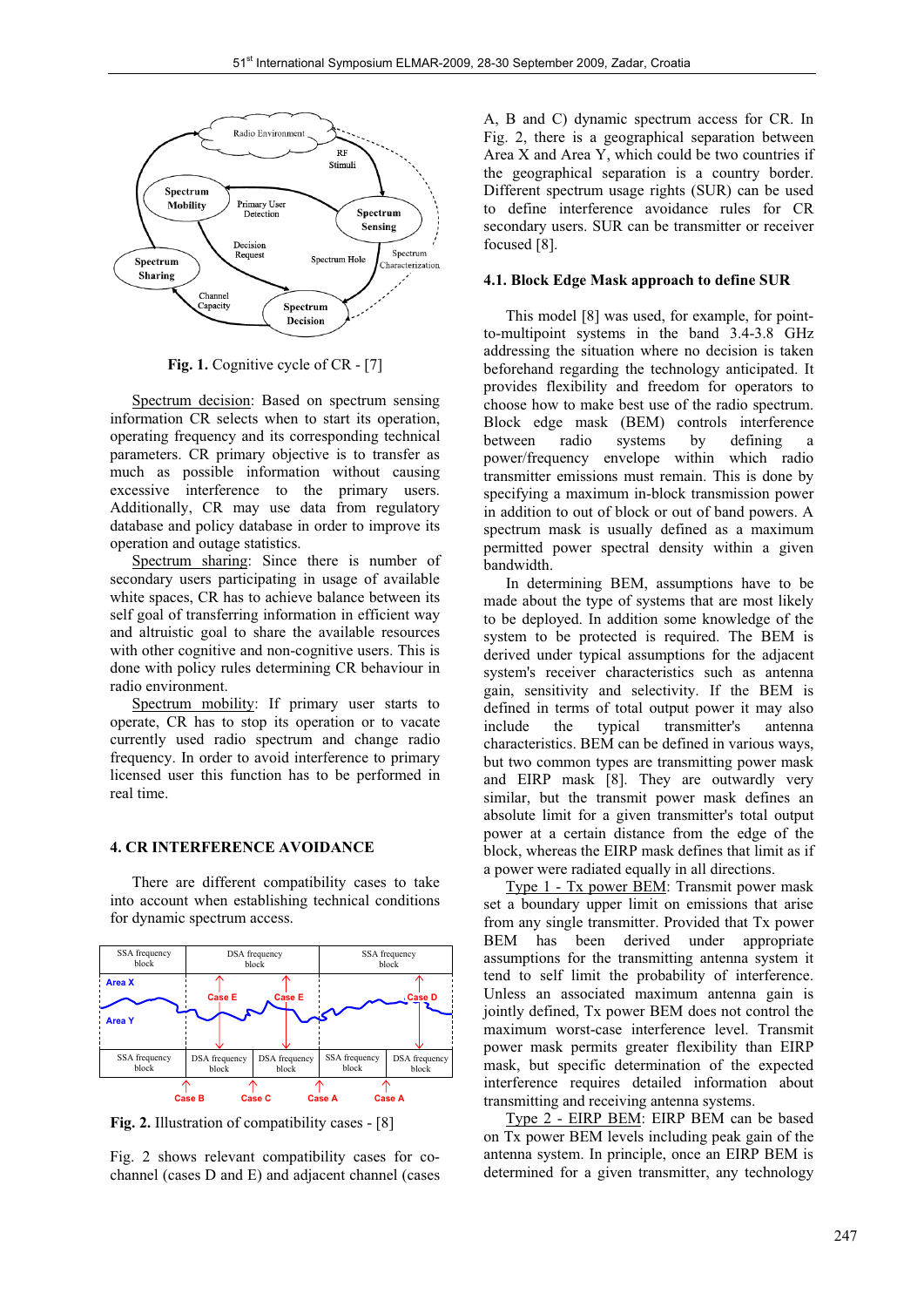**Fig. 1.** Cognitive cycle of CR - [7]

Spectrum decision: Based on spectrum sensing information CR selects when to start its operation, operating frequency and its corresponding technical parameters. CR primary objective is to transfer as much as possible information without causing excessive interference to the primary users. Additionally, CR may use data from regulatory database and policy database in order to improve its operation and outage statistics.

Spectrum sharing: Since there is number of secondary users participating in usage of available white spaces, CR has to achieve balance between its self goal of transferring information in efficient way and altruistic goal to share the available resources with other cognitive and non-cognitive users. This is done with policy rules determining CR behaviour in radio environment.

Spectrum mobility: If primary user starts to operate, CR has to stop its operation or to vacate currently used radio spectrum and change radio frequency. In order to avoid interference to primary licensed user this function has to be performed in real time.

## 4. CR INTERFERENCE AVOIDANCE

There are different compatibility cases to take into account when establishing technical conditions for dynamic spectrum access.

**Fig. 2.** Illustration of compatibility cases - [8]

Fig. 2 shows relevant compatibility cases for co-channel (cases D and E) and adjacent channel (cases A, B and C) dynamic spectrum access for CR. In Fig. 2, there is a geographical separation between Area X and Area Y, which could be two countries if the geographical separation is a country border. Different spectrum usage rights (SUR) can be used to define interference avoidance rules for CR secondary users. SUR can be transmitter or receiver focused [8].

### 4.1. Block Edge Mask approach to define SUR

This model [8] was used, for example, for point-to-multipoint systems in the band 3.4-3.8 GHz addressing the situation where no decision is taken beforehand regarding the technology anticipated. It provides flexibility and freedom for operators to choose how to make best use of the radio spectrum. Block edge mask (BEM) controls interference between radio systems by defining a power/frequency envelope within which radio transmitter emissions must remain. This is done by specifying a maximum in-block transmission power in addition to out of block or out of band powers. A spectrum mask is usually defined as a maximum permitted power spectral density within a given bandwidth.

In determining BEM, assumptions have to be made about the type of systems that are most likely to be deployed. In addition some knowledge of the system to be protected is required. The BEM is derived under typical assumptions for the adjacent system's receiver characteristics such as antenna gain, sensitivity and selectivity. If the BEM is defined in terms of total output power it may also include the typical transmitter's antenna characteristics. BEM can be defined in various ways, but two common types are transmitting power mask and EIRP mask [8]. They are outwardly very similar, but the transmit power mask defines an absolute limit for a given transmitter's total output power at a certain distance from the edge of the block, whereas the EIRP mask defines that limit as if a power were radiated equally in all directions.

Type 1 - Tx power BEM: Transmit power mask set a boundary upper limit on emissions that arise from any single transmitter. Provided that Tx power BEM has been derived under appropriate assumptions for the transmitting antenna system it tend to self limit the probability of interference. Unless an associated maximum antenna gain is jointly defined, Tx power BEM does not control the maximum worst-case interference level. Transmit power mask permits greater flexibility than EIRP mask, but specific determination of the expected interference requires detailed information about transmitting and receiving antenna systems.

Type 2 - EIRP BEM: EIRP BEM can be based on Tx power BEM levels including peak gain of the antenna system. In principle, once an EIRP BEM is determined for a given transmitter, any technology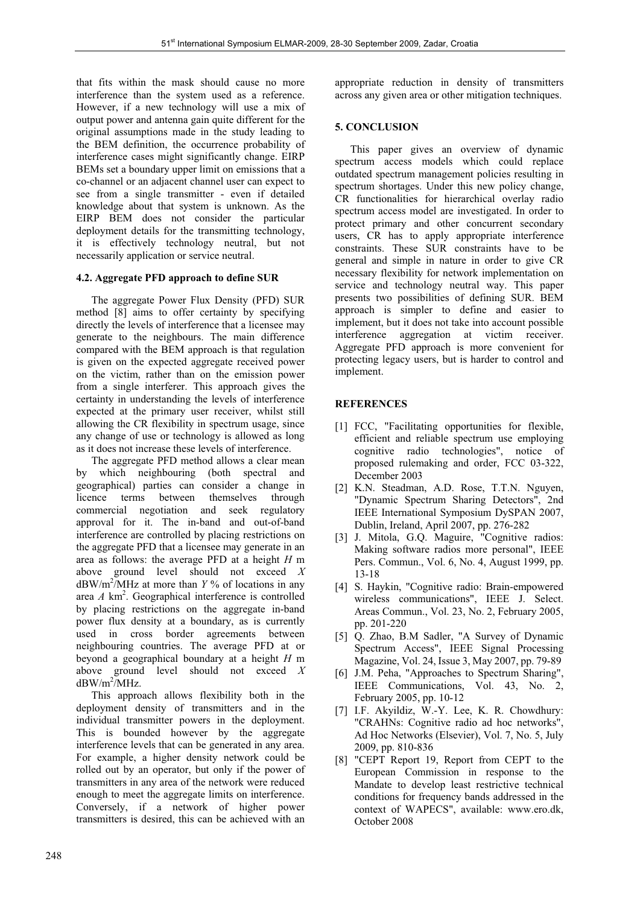that fits within the mask should cause no more interference than the system used as a reference. However, if a new technology will use a mix of output power and antenna gain quite different for the original assumptions made in the study leading to the BEM definition, the occurrence probability of interference cases might significantly change. EIRP BEMs set a boundary upper limit on emissions that a co-channel or an adjacent channel user can expect to see from a single transmitter - even if detailed knowledge about that system is unknown. As the EIRP BEM does not consider the particular deployment details for the transmitting technology, it is effectively technology neutral, but not necessarily application or service neutral.

### 4.2. Aggregate PFD approach to define SUR

The aggregate Power Flux Density (PFD) SUR method [8] aims to offer certainty by specifying directly the levels of interference that a licensee may generate to the neighbours. The main difference compared with the BEM approach is that regulation is given on the expected aggregate received power on the victim, rather than on the emission power from a single interferer. This approach gives the certainty in understanding the levels of interference expected at the primary user receiver, whilst still allowing the CR flexibility in spectrum usage, since any change of use or technology is allowed as long as it does not increase these levels of interference.

The aggregate PFD method allows a clear mean by which neighbouring (both spectral and geographical) parties can consider a change in licence terms between themselves through commercial negotiation and seek regulatory approval for it. The in-band and out-of-band interference are controlled by placing restrictions on the aggregate PFD that a licensee may generate in an area as follows: the average PFD at a height $H$ m above ground level should not exceed $X$ dBW/m$^2$/MHz at more than $Y$ % of locations in any area $A$ km$^2$. Geographical interference is controlled by placing restrictions on the aggregate in-band power flux density at a boundary, as is currently used in cross border agreements between neighbouring countries. The average PFD at or beyond a geographical boundary at a height $H$ m above ground level should not exceed $X$ dBW/m$^2$/MHz.

This approach allows flexibility both in the deployment density of transmitters and in the individual transmitter powers in the deployment. This is bounded however by the aggregate interference levels that can be generated in any area. For example, a higher density network could be rolled out by an operator, but only if the power of transmitters in any area of the network were reduced enough to meet the aggregate limits on interference. Conversely, if a network of higher power transmitters is desired, this can be achieved with an appropriate reduction in density of transmitters across any given area or other mitigation techniques.

## 5. CONCLUSION

This paper gives an overview of dynamic spectrum access models which could replace outdated spectrum management policies resulting in spectrum shortages. Under this new policy change, CR functionalities for hierarchical overlay radio spectrum access model are investigated. In order to protect primary and other concurrent secondary users, CR has to apply appropriate interference constraints. These SUR constraints have to be general and simple in nature in order to give CR necessary flexibility for network implementation on service and technology neutral way. This paper presents two possibilities of defining SUR. BEM approach is simpler to define and easier to implement, but it does not take into account possible interference aggregation at victim receiver. Aggregate PFD approach is more convenient for protecting legacy users, but is harder to control and implement.

## REFERENCES

[1] FCC, "Facilitating opportunities for flexible, efficient and reliable spectrum use employing cognitive radio technologies", notice of proposed rulemaking and order, FCC 03-322, December 2003

[2] K.N. Steadman, A.D. Rose, T.T.N. Nguyen, "Dynamic Spectrum Sharing Detectors", 2nd IEEE International Symposium DySPAN 2007, Dublin, Ireland, April 2007, pp. 276-282

[3] J. Mitola, G.Q. Maguire, "Cognitive radios: Making software radios more personal", IEEE Pers. Commun., Vol. 6, No. 4, August 1999, pp. 13-18

[4] S. Haykin, "Cognitive radio: Brain-empowered wireless communications", IEEE J. Select. Areas Commun., Vol. 23, No. 2, February 2005, pp. 201-220

[5] Q. Zhao, B.M Sadler, "A Survey of Dynamic Spectrum Access", IEEE Signal Processing Magazine, Vol. 24, Issue 3, May 2007, pp. 79-89

[6] J.M. Peha, "Approaches to Spectrum Sharing", IEEE Communications, Vol. 43, No. 2, February 2005, pp. 10-12

[7] I.F. Akyildiz, W.-Y. Lee, K. R. Chowdhury: "CRAHNs: Cognitive radio ad hoc networks", Ad Hoc Networks (Elsevier), Vol. 7, No. 5, July 2009, pp. 810-836

[8] "CEPT Report 19, Report from CEPT to the European Commission in response to the Mandate to develop least restrictive technical conditions for frequency bands addressed in the context of WAPECS", available: www.ero.dk, October 2008